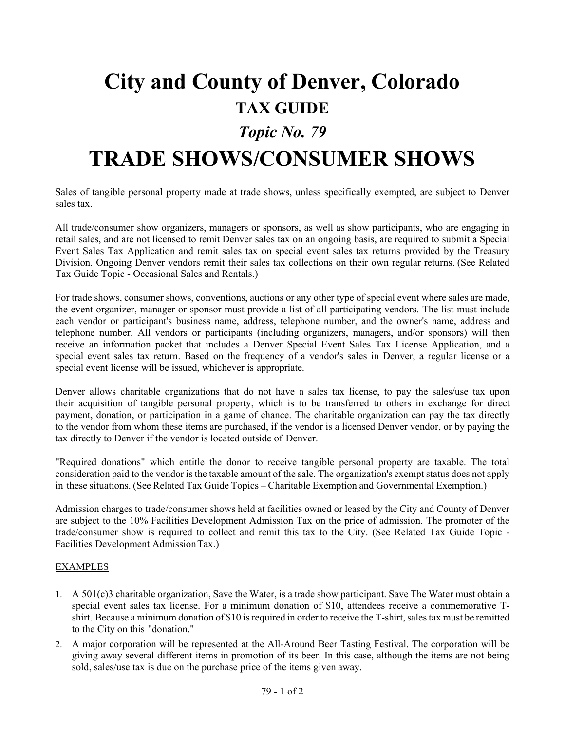# City and County of Denver, Colorado

## TAX GUIDE

### *Topic No. 79*

# TRADE SHOWS/CONSUMER SHOWS

Sales of tangible personal property made at trade shows, unless specifically exempted, are subject to Denver sales tax.

All trade/consumer show organizers, managers or sponsors, as well as show participants, who are engaging in retail sales, and are not licensed to remit Denver sales tax on an ongoing basis, are required to submit a Special Event Sales Tax Application and remit sales tax on special event sales tax returns provided by the Treasury Division. Ongoing Denver vendors remit their sales tax collections on their own regular returns. (See Related Tax Guide Topic - Occasional Sales and Rentals.)

For trade shows, consumer shows, conventions, auctions or any other type of special event where sales are made, the event organizer, manager or sponsor must provide a list of all participating vendors. The list must include each vendor or participant's business name, address, telephone number, and the owner's name, address and telephone number. All vendors or participants (including organizers, managers, and/or sponsors) will then receive an information packet that includes a Denver Special Event Sales Tax License Application, and a special event sales tax return. Based on the frequency of a vendor's sales in Denver, a regular license or a special event license will be issued, whichever is appropriate.

Denver allows charitable organizations that do not have a sales tax license, to pay the sales/use tax upon their acquisition of tangible personal property, which is to be transferred to others in exchange for direct payment, donation, or participation in a game of chance. The charitable organization can pay the tax directly to the vendor from whom these items are purchased, if the vendor is a licensed Denver vendor, or by paying the tax directly to Denver if the vendor is located outside of Denver.

"Required donations" which entitle the donor to receive tangible personal property are taxable. The total consideration paid to the vendor is the taxable amount of the sale. The organization's exempt status does not apply in these situations. (See Related Tax Guide Topics – Charitable Exemption and Governmental Exemption.)

Admission charges to trade/consumer shows held at facilities owned or leased by the City and County of Denver are subject to the 10% Facilities Development Admission Tax on the price of admission. The promoter of the trade/consumer show is required to collect and remit this tax to the City. (See Related Tax Guide Topic - Facilities Development Admission Tax.)

EXAMPLES

1. A 501(c)3 charitable organization, Save the Water, is a trade show participant. Save The Water must obtain a special event sales tax license. For a minimum donation of $10, attendees receive a commemorative T-shirt. Because a minimum donation of $10 is required in order to receive the T-shirt, sales tax must be remitted to the City on this "donation."
2. A major corporation will be represented at the All-Around Beer Tasting Festival. The corporation will be giving away several different items in promotion of its beer. In this case, although the items are not being sold, sales/use tax is due on the purchase price of the items given away.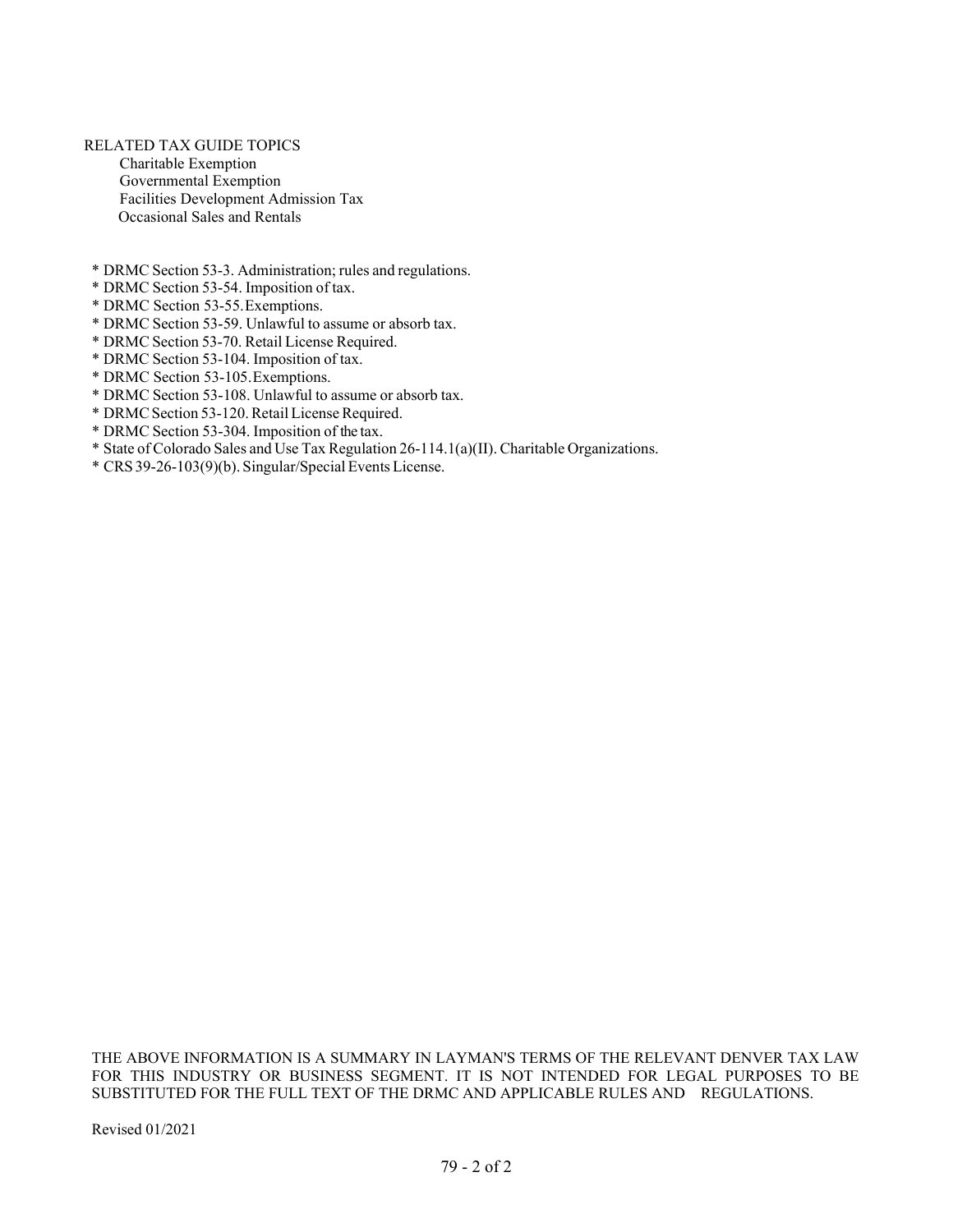RELATED TAX GUIDE TOPICS

- Charitable Exemption
- Governmental Exemption
- Facilities Development Admission Tax
- Occasional Sales and Rentals

* DRMC Section 53-3. Administration; rules and regulations.
* DRMC Section 53-54. Imposition of tax.
* DRMC Section 53-55. Exemptions.
* DRMC Section 53-59. Unlawful to assume or absorb tax.
* DRMC Section 53-70. Retail License Required.
* DRMC Section 53-104. Imposition of tax.
* DRMC Section 53-105. Exemptions.
* DRMC Section 53-108. Unlawful to assume or absorb tax.
* DRMC Section 53-120. Retail License Required.
* DRMC Section 53-304. Imposition of the tax.
* State of Colorado Sales and Use Tax Regulation 26-114.1(a)(II). Charitable Organizations.
* CRS 39-26-103(9)(b). Singular/Special Events License.

THE ABOVE INFORMATION IS A SUMMARY IN LAYMAN'S TERMS OF THE RELEVANT DENVER TAX LAW FOR THIS INDUSTRY OR BUSINESS SEGMENT. IT IS NOT INTENDED FOR LEGAL PURPOSES TO BE SUBSTITUTED FOR THE FULL TEXT OF THE DRMC AND APPLICABLE RULES AND REGULATIONS.

Revised 01/2021